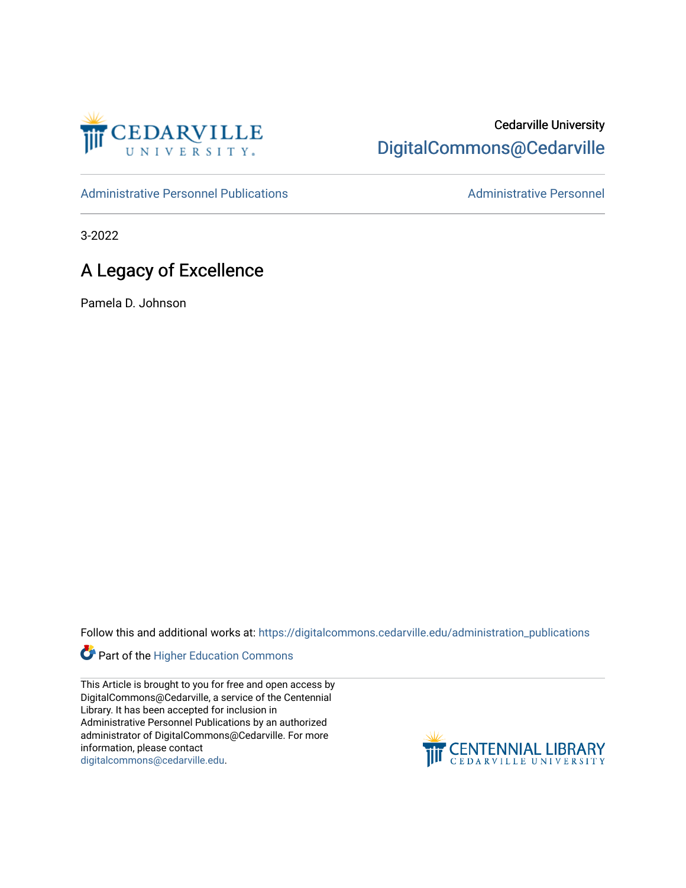Cedarville University

DigitalCommons@Cedarville

Administrative Personnel Publications

Administrative Personnel

3-2022

# A Legacy of Excellence

Pamela D. Johnson

Follow this and additional works at: https://digitalcommons.cedarville.edu/administration_publications

Part of the Higher Education Commons

This Article is brought to you for free and open access by DigitalCommons@Cedarville, a service of the Centennial Library. It has been accepted for inclusion in Administrative Personnel Publications by an authorized administrator of DigitalCommons@Cedarville. For more information, please contact digitalcommons@cedarville.edu.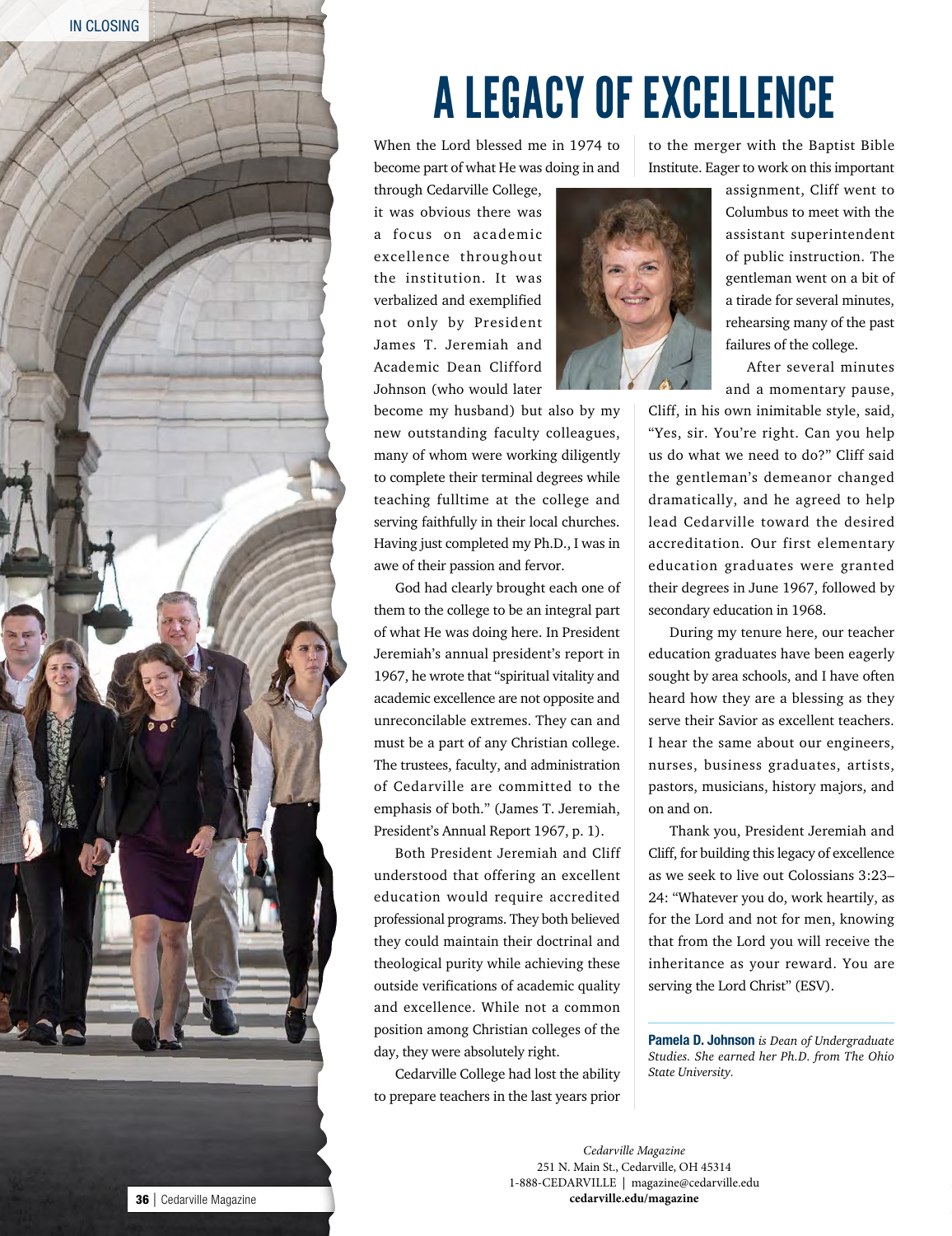IN CLOSING

# A LEGACY OF EXCELLENCE

When the Lord blessed me in 1974 to become part of what He was doing in and through Cedarville College, it was obvious there was a focus on academic excellence throughout the institution. It was verbalized and exemplified not only by President James T. Jeremiah and Academic Dean Clifford Johnson (who would later become my husband) but also by my new outstanding faculty colleagues, many of whom were working diligently to complete their terminal degrees while teaching fulltime at the college and serving faithfully in their local churches. Having just completed my Ph.D., I was in awe of their passion and fervor.

God had clearly brought each one of them to the college to be an integral part of what He was doing here. In President Jeremiah's annual president's report in 1967, he wrote that "spiritual vitality and academic excellence are not opposite and unreconcilable extremes. They can and must be a part of any Christian college. The trustees, faculty, and administration of Cedarville are committed to the emphasis of both." (James T. Jeremiah, President's Annual Report 1967, p. 1).

Both President Jeremiah and Cliff understood that offering an excellent education would require accredited professional programs. They both believed they could maintain their doctrinal and theological purity while achieving these outside verifications of academic quality and excellence. While not a common position among Christian colleges of the day, they were absolutely right.

Cedarville College had lost the ability to prepare teachers in the last years prior to the merger with the Baptist Bible Institute. Eager to work on this important assignment, Cliff went to Columbus to meet with the assistant superintendent of public instruction. The gentleman went on a bit of a tirade for several minutes, rehearsing many of the past failures of the college.

After several minutes and a momentary pause, Cliff, in his own inimitable style, said, "Yes, sir. You're right. Can you help us do what we need to do?" Cliff said the gentleman's demeanor changed dramatically, and he agreed to help lead Cedarville toward the desired accreditation. Our first elementary education graduates were granted their degrees in June 1967, followed by secondary education in 1968.

During my tenure here, our teacher education graduates have been eagerly sought by area schools, and I have often heard how they are a blessing as they serve their Savior as excellent teachers. I hear the same about our engineers, nurses, business graduates, artists, pastors, musicians, history majors, and on and on.

Thank you, President Jeremiah and Cliff, for building this legacy of excellence as we seek to live out Colossians 3:23–24: "Whatever you do, work heartily, as for the Lord and not for men, knowing that from the Lord you will receive the inheritance as your reward. You are serving the Lord Christ" (ESV).

**Pamela D. Johnson** *is Dean of Undergraduate Studies. She earned her Ph.D. from The Ohio State University.*

*Cedarville Magazine*
251 N. Main St., Cedarville, OH 45314
1-888-CEDARVILLE | magazine@cedarville.edu
**cedarville.edu/magazine**